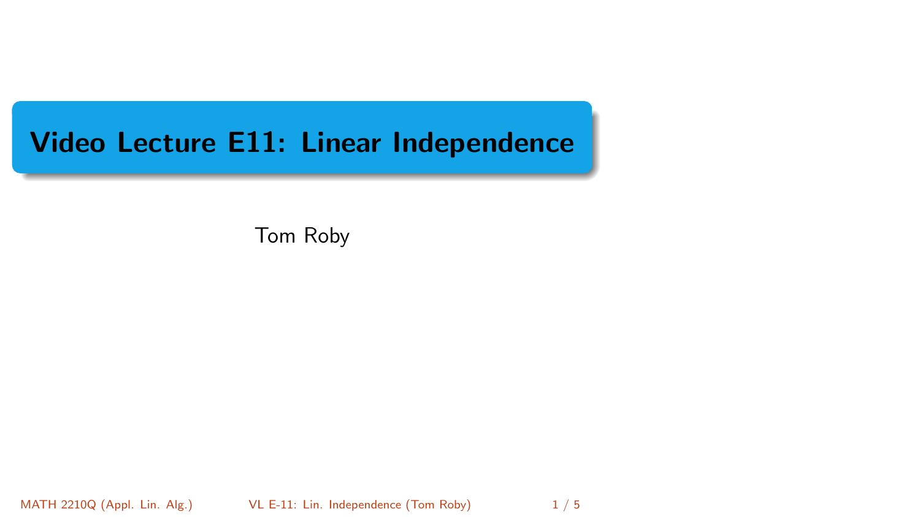# Video Lecture E11: Linear Independence

Tom Roby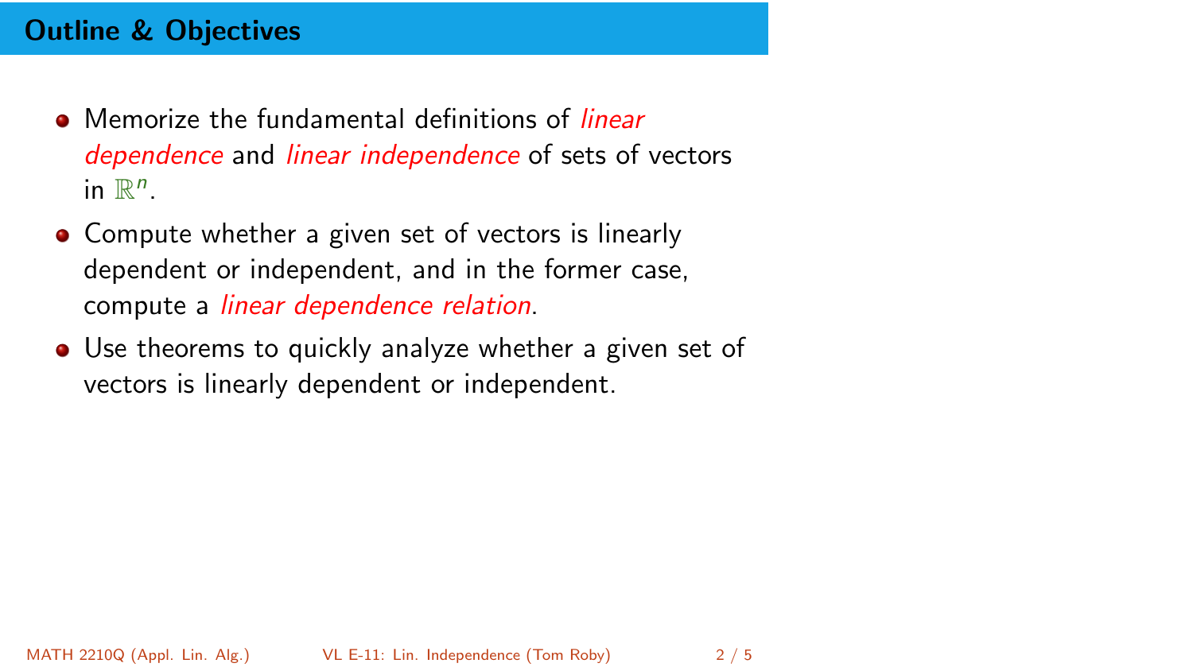## Outline & Objectives

- Memorize the fundamental definitions of *linear dependence* and *linear independence* of sets of vectors in $\mathbb{R}^n$.
- Compute whether a given set of vectors is linearly dependent or independent, and in the former case, compute a *linear dependence relation*.
- Use theorems to quickly analyze whether a given set of vectors is linearly dependent or independent.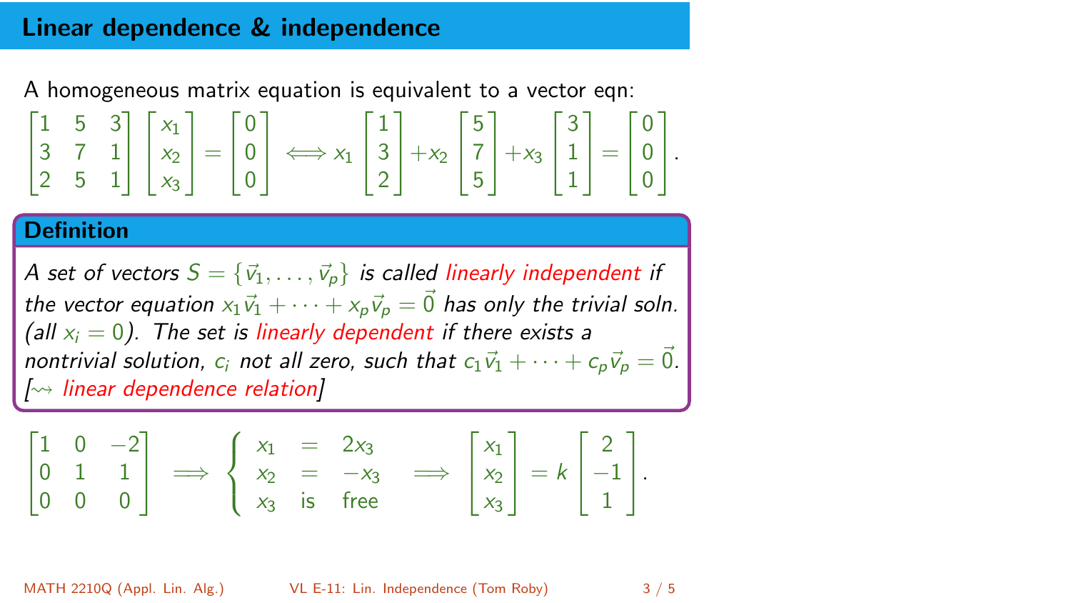## Linear dependence & independence

A homogeneous matrix equation is equivalent to a vector eqn:

$$\begin{bmatrix} 1 & 5 & 3 \\ 3 & 7 & 1 \\ 2 & 5 & 1 \end{bmatrix} \begin{bmatrix} x_1 \\ x_2 \\ x_3 \end{bmatrix} = \begin{bmatrix} 0 \\ 0 \\ 0 \end{bmatrix} \iff x_1 \begin{bmatrix} 1 \\ 3 \\ 2 \end{bmatrix} + x_2 \begin{bmatrix} 5 \\ 7 \\ 5 \end{bmatrix} + x_3 \begin{bmatrix} 3 \\ 1 \\ 1 \end{bmatrix} = \begin{bmatrix} 0 \\ 0 \\ 0 \end{bmatrix}.$$

**Definition**

*A set of vectors $S = \{\vec{v}_1, \ldots, \vec{v}_p\}$ is called linearly independent if the vector equation $x_1\vec{v}_1 + \cdots + x_p\vec{v}_p = \vec{0}$ has only the trivial soln. (all $x_i = 0$). The set is linearly dependent if there exists a nontrivial solution, $c_i$ not all zero, such that $c_1\vec{v}_1 + \cdots + c_p\vec{v}_p = \vec{0}$. [$\rightsquigarrow$ linear dependence relation]*

$$\begin{bmatrix} 1 & 0 & -2 \\ 0 & 1 & 1 \\ 0 & 0 & 0 \end{bmatrix} \implies \begin{cases} x_1 & = & 2x_3 \\ x_2 & = & -x_3 \\ x_3 & \text{is} & \text{free} \end{cases} \implies \begin{bmatrix} x_1 \\ x_2 \\ x_3 \end{bmatrix} = k \begin{bmatrix} 2 \\ -1 \\ 1 \end{bmatrix}.$$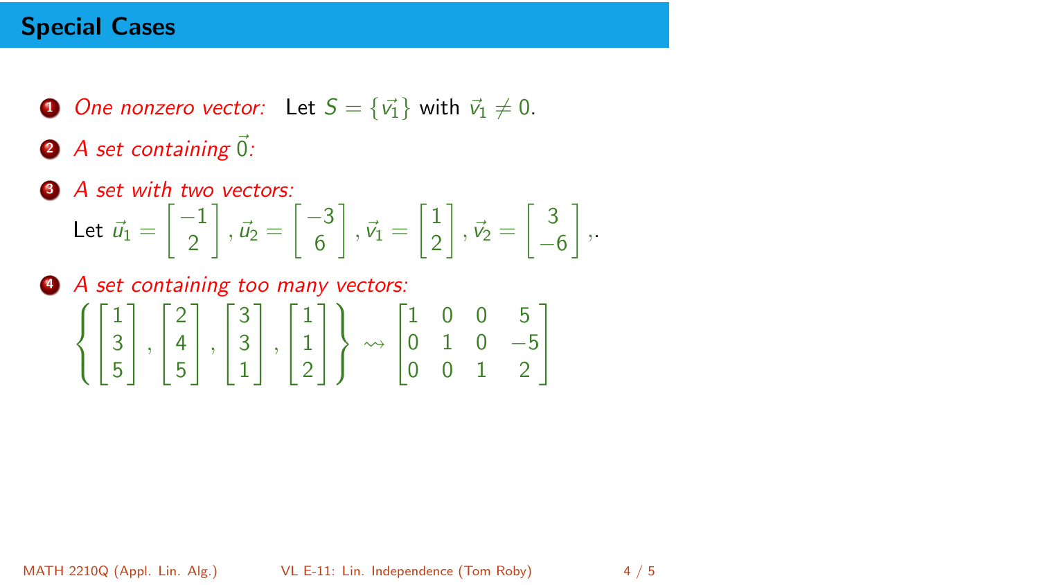# Special Cases

1. *One nonzero vector:* Let $S = \{\vec{v_1}\}$ with $\vec{v_1} \neq 0$.
2. *A set containing $\vec{0}$:*
3. *A set with two vectors:*
   Let $\vec{u_1} = \begin{bmatrix} -1 \\ 2 \end{bmatrix}, \vec{u_2} = \begin{bmatrix} -3 \\ 6 \end{bmatrix}, \vec{v_1} = \begin{bmatrix} 1 \\ 2 \end{bmatrix}, \vec{v_2} = \begin{bmatrix} 3 \\ -6 \end{bmatrix},$.
4. *A set containing too many vectors:*
   $$\left\{ \begin{bmatrix} 1 \\ 3 \\ 5 \end{bmatrix}, \begin{bmatrix} 2 \\ 4 \\ 5 \end{bmatrix}, \begin{bmatrix} 3 \\ 3 \\ 1 \end{bmatrix}, \begin{bmatrix} 1 \\ 1 \\ 2 \end{bmatrix} \right\} \rightsquigarrow \begin{bmatrix} 1 & 0 & 0 & 5 \\ 0 & 1 & 0 & -5 \\ 0 & 0 & 1 & 2 \end{bmatrix}$$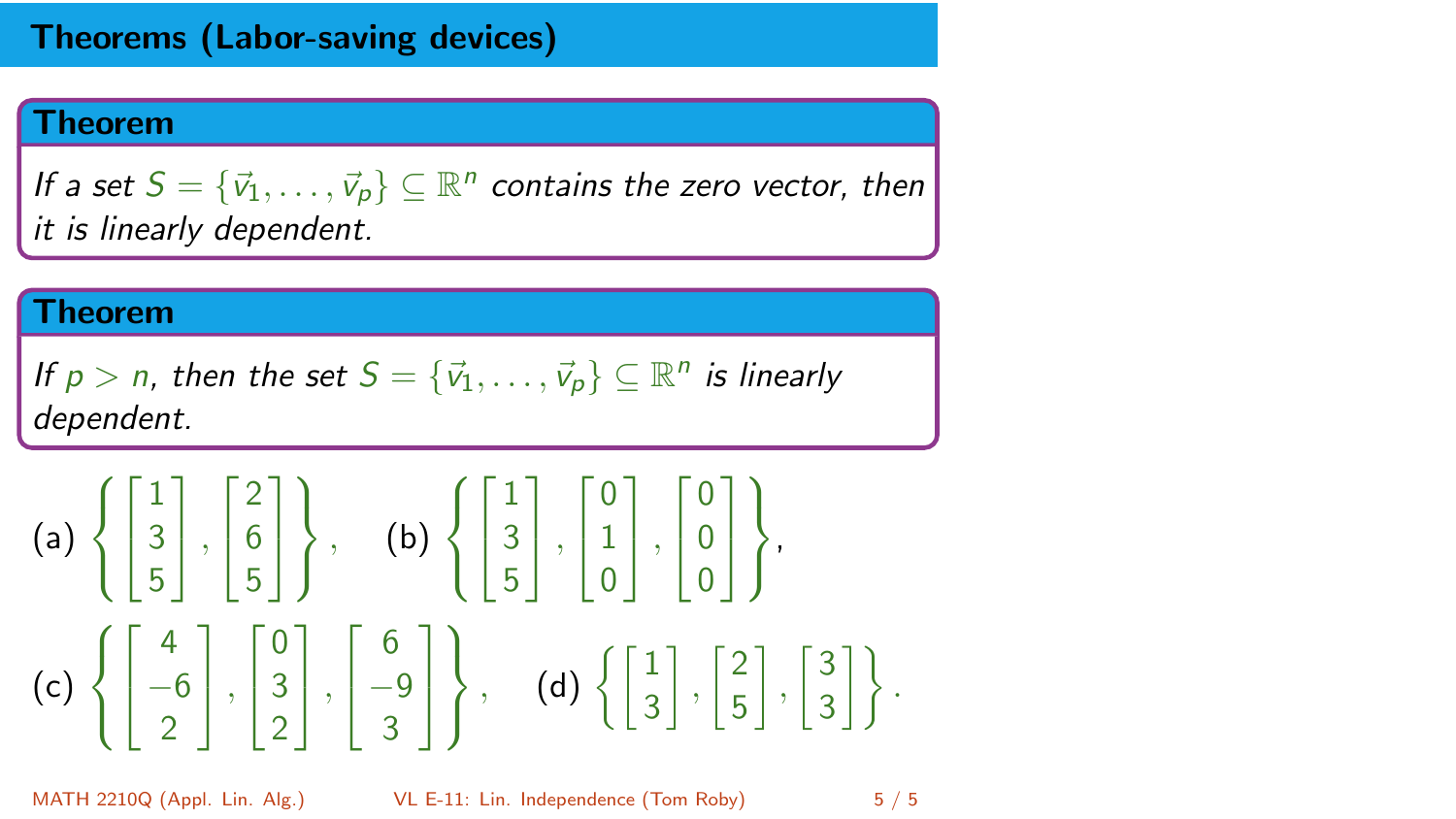# Theorems (Labor-saving devices)

**Theorem**

*If a set $S = \{\vec{v}_1, \ldots, \vec{v}_p\} \subseteq \mathbb{R}^n$ contains the zero vector, then it is linearly dependent.*

**Theorem**

*If $p > n$, then the set $S = \{\vec{v}_1, \ldots, \vec{v}_p\} \subseteq \mathbb{R}^n$ is linearly dependent.*

(a) $\left\{ \begin{bmatrix} 1 \\ 3 \\ 5 \end{bmatrix}, \begin{bmatrix} 2 \\ 6 \\ 5 \end{bmatrix} \right\}$, (b) $\left\{ \begin{bmatrix} 1 \\ 3 \\ 5 \end{bmatrix}, \begin{bmatrix} 0 \\ 1 \\ 0 \end{bmatrix}, \begin{bmatrix} 0 \\ 0 \\ 0 \end{bmatrix} \right\}$,

(c) $\left\{ \begin{bmatrix} 4 \\ -6 \\ 2 \end{bmatrix}, \begin{bmatrix} 0 \\ 3 \\ 2 \end{bmatrix}, \begin{bmatrix} 6 \\ -9 \\ 3 \end{bmatrix} \right\}$, (d) $\left\{ \begin{bmatrix} 1 \\ 3 \end{bmatrix}, \begin{bmatrix} 2 \\ 5 \end{bmatrix}, \begin{bmatrix} 3 \\ 3 \end{bmatrix} \right\}$.